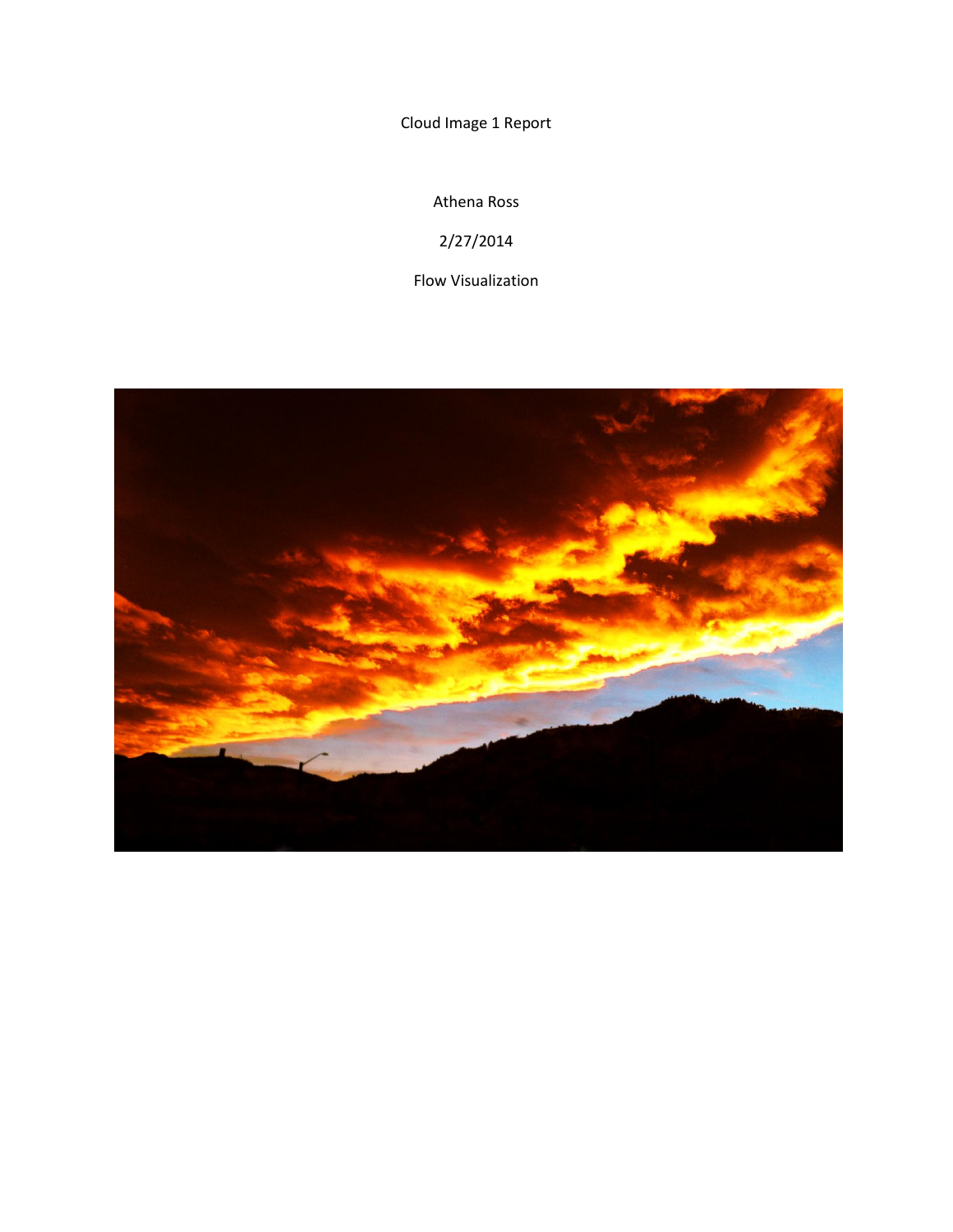Cloud Image 1 Report

Athena Ross

2/27/2014

Flow Visualization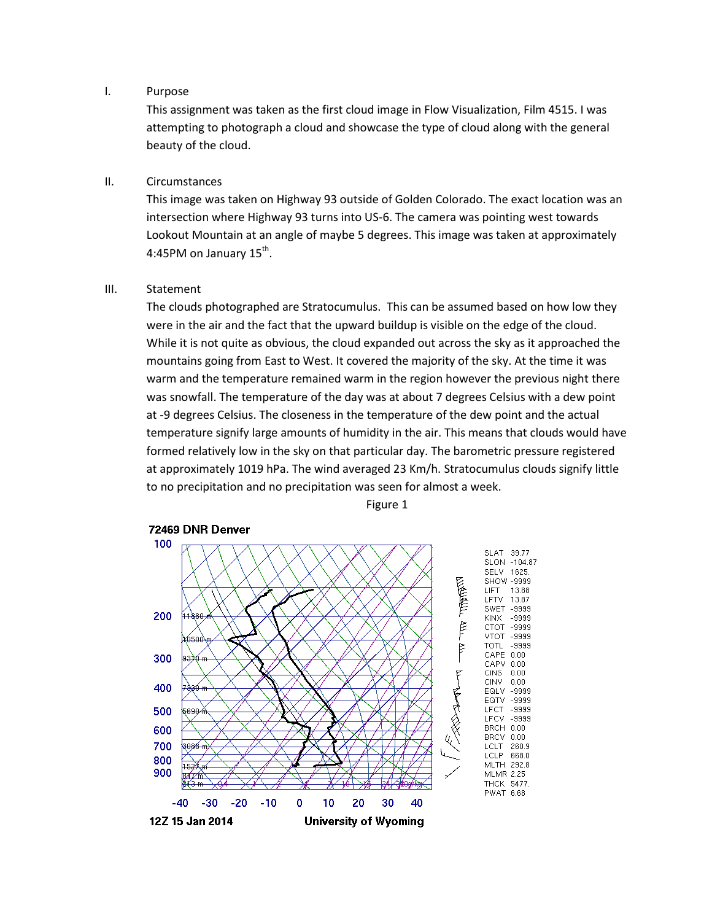I. Purpose

This assignment was taken as the first cloud image in Flow Visualization, Film 4515. I was attempting to photograph a cloud and showcase the type of cloud along with the general beauty of the cloud.

II. Circumstances

This image was taken on Highway 93 outside of Golden Colorado. The exact location was an intersection where Highway 93 turns into US-6. The camera was pointing west towards Lookout Mountain at an angle of maybe 5 degrees. This image was taken at approximately 4:45PM on January 15th.

III. Statement

The clouds photographed are Stratocumulus. This can be assumed based on how low they were in the air and the fact that the upward buildup is visible on the edge of the cloud. While it is not quite as obvious, the cloud expanded out across the sky as it approached the mountains going from East to West. It covered the majority of the sky. At the time it was warm and the temperature remained warm in the region however the previous night there was snowfall. The temperature of the day was at about 7 degrees Celsius with a dew point at -9 degrees Celsius. The closeness in the temperature of the dew point and the actual temperature signify large amounts of humidity in the air. This means that clouds would have formed relatively low in the sky on that particular day. The barometric pressure registered at approximately 1019 hPa. The wind averaged 23 Km/h. Stratocumulus clouds signify little to no precipitation and no precipitation was seen for almost a week.

Figure 1

72469 DNR Denver

| | |
|---|---|
| SLAT | 39.77 |
| SLON | -104.87 |
| SELV | 1625. |
| SHOW | -9999 |
| LIFT | 13.88 |
| LFTV | 13.87 |
| SWET | -9999 |
| KINX | -9999 |
| CTOT | -9999 |
| VTOT | -9999 |
| TOTL | -9999 |
| CAPE | 0.00 |
| CAPV | 0.00 |
| CINS | 0.00 |
| CINV | 0.00 |
| EQLV | -9999 |
| EQTV | -9999 |
| LFCT | -9999 |
| LFCV | -9999 |
| BRCH | 0.00 |
| BRCV | 0.00 |
| LCLT | 260.9 |
| LCLP | 668.0 |
| MLTH | 292.8 |
| MLMR | 2.25 |
| THCK | 5477. |
| PWAT | 6.66 |

12Z 15 Jan 2014 University of Wyoming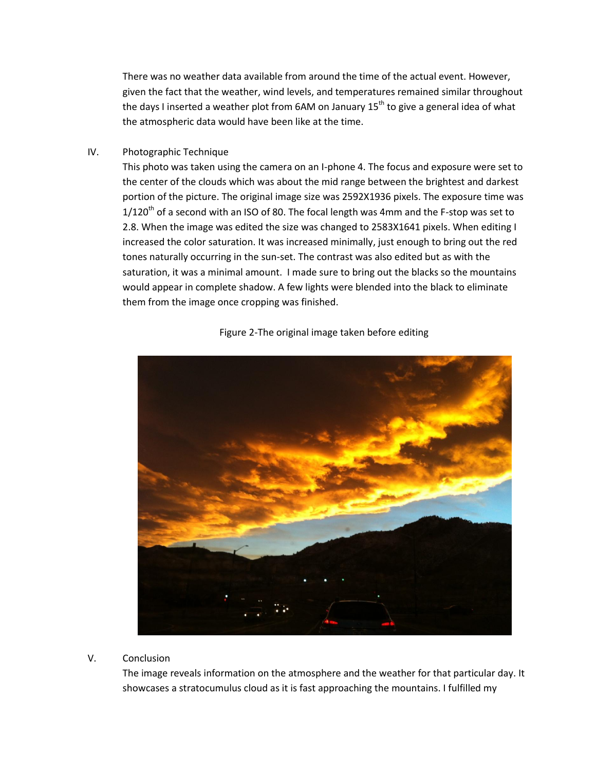There was no weather data available from around the time of the actual event. However, given the fact that the weather, wind levels, and temperatures remained similar throughout the days I inserted a weather plot from 6AM on January 15th to give a general idea of what the atmospheric data would have been like at the time.

## IV. Photographic Technique

This photo was taken using the camera on an I-phone 4. The focus and exposure were set to the center of the clouds which was about the mid range between the brightest and darkest portion of the picture. The original image size was 2592X1936 pixels. The exposure time was 1/120th of a second with an ISO of 80. The focal length was 4mm and the F-stop was set to 2.8. When the image was edited the size was changed to 2583X1641 pixels. When editing I increased the color saturation. It was increased minimally, just enough to bring out the red tones naturally occurring in the sun-set. The contrast was also edited but as with the saturation, it was a minimal amount. I made sure to bring out the blacks so the mountains would appear in complete shadow. A few lights were blended into the black to eliminate them from the image once cropping was finished.

Figure 2-The original image taken before editing

## V. Conclusion

The image reveals information on the atmosphere and the weather for that particular day. It showcases a stratocumulus cloud as it is fast approaching the mountains. I fulfilled my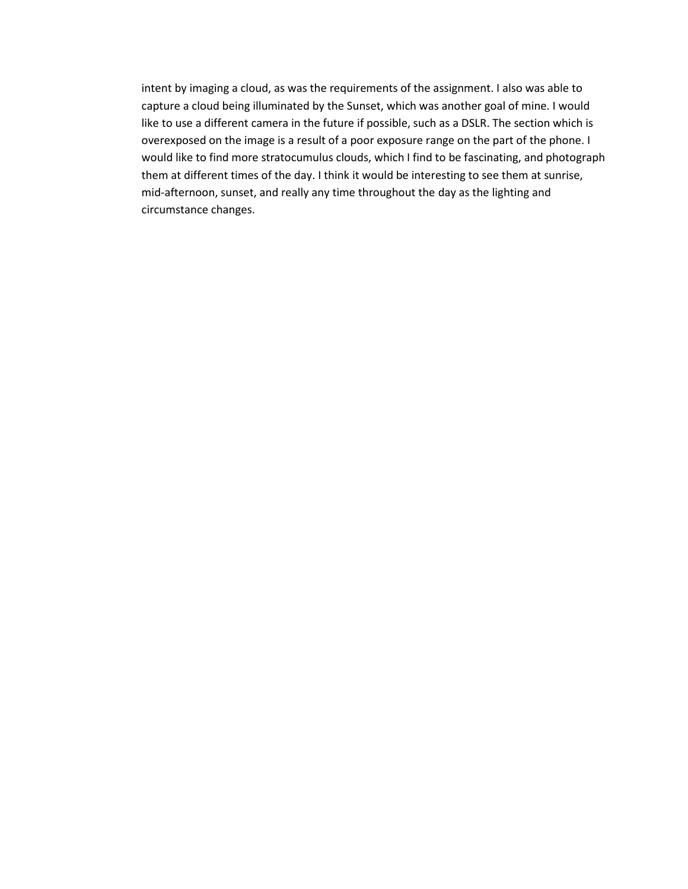intent by imaging a cloud, as was the requirements of the assignment. I also was able to capture a cloud being illuminated by the Sunset, which was another goal of mine. I would like to use a different camera in the future if possible, such as a DSLR. The section which is overexposed on the image is a result of a poor exposure range on the part of the phone. I would like to find more stratocumulus clouds, which I find to be fascinating, and photograph them at different times of the day. I think it would be interesting to see them at sunrise, mid-afternoon, sunset, and really any time throughout the day as the lighting and circumstance changes.